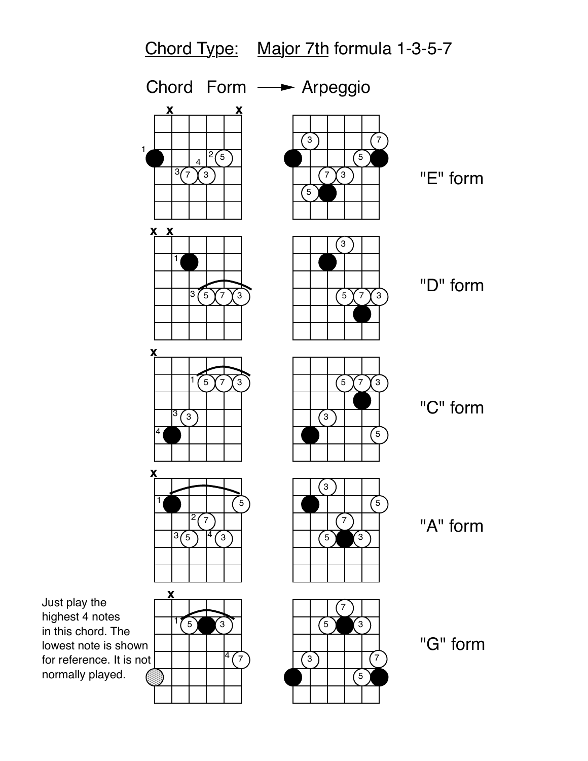# Chord Type: Major 7th formula 1-3-5-7

Chord Form ——► Arpeggio

"E" form

"D" form

"C" form

"A" form

Just play the highest 4 notes in this chord. The lowest note is shown for reference. It is not normally played.

"G" form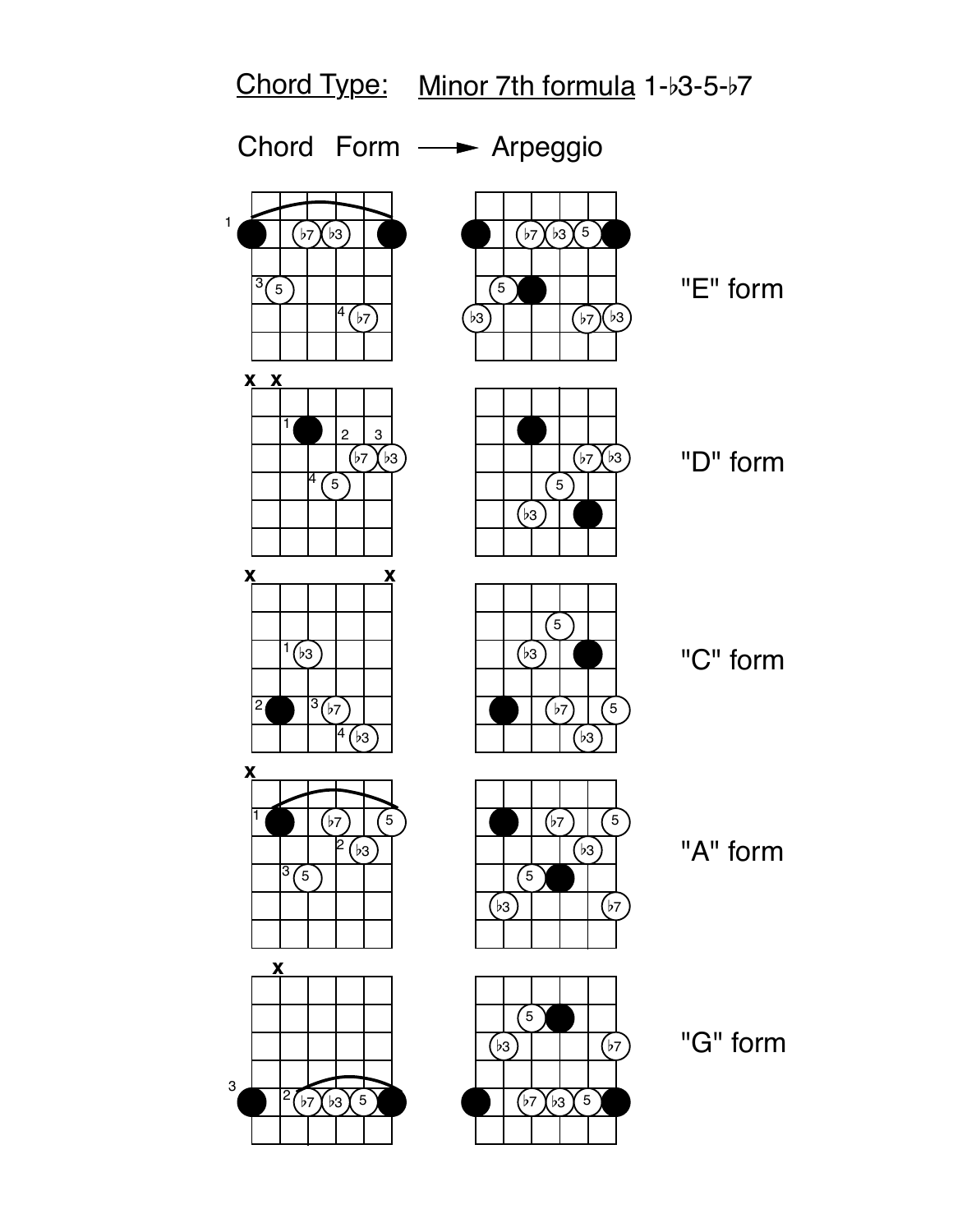Chord Type: Minor 7th formula 1-♭3-5-♭7

Chord Form ⟶ Arpeggio

"E" form

"D" form

"C" form

"A" form

"G" form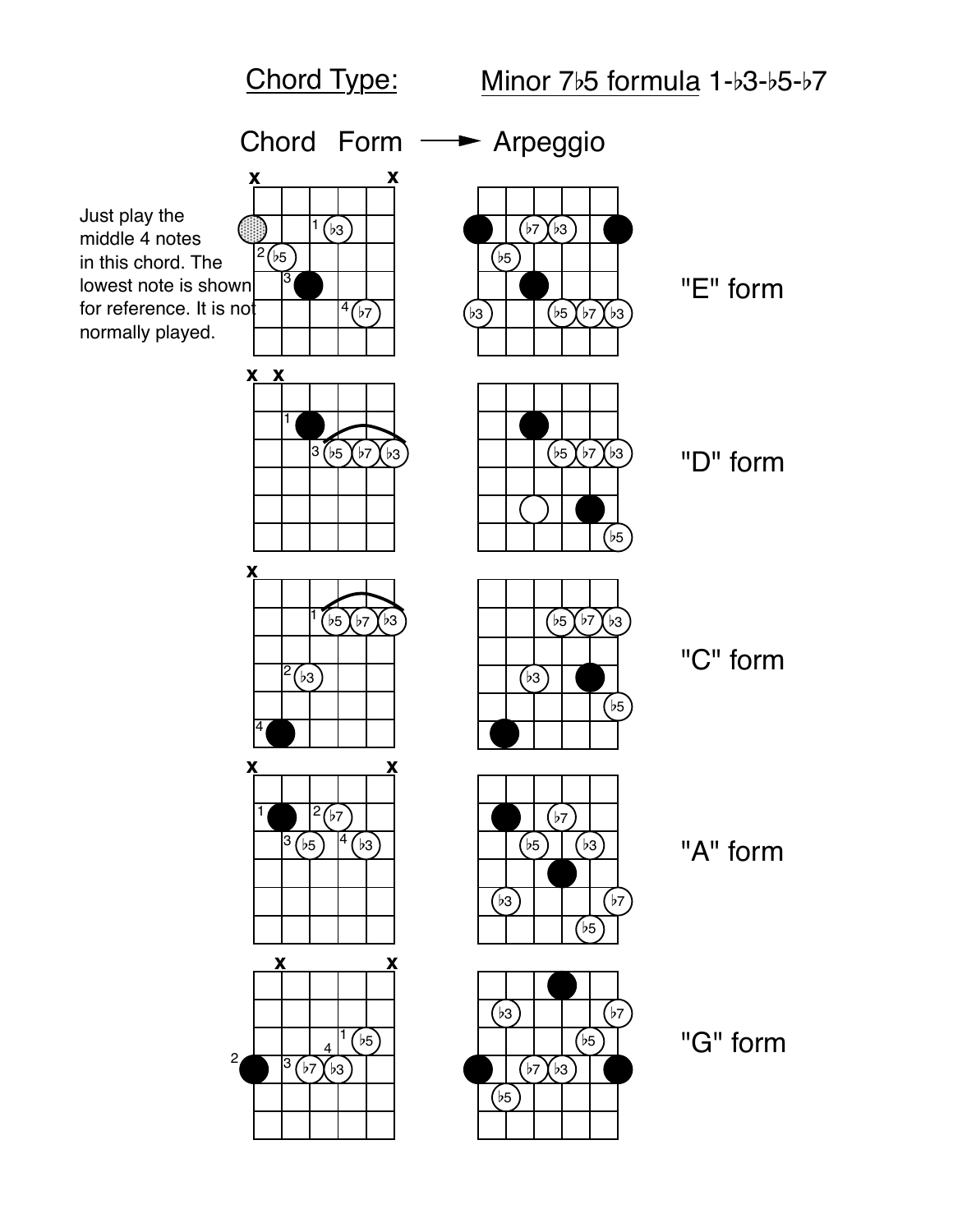Chord Type: Minor 7♭5 formula 1-♭3-♭5-♭7

Chord Form ⟶ Arpeggio

Just play the middle 4 notes in this chord. The lowest note is shown for reference. It is not normally played.

"E" form

"D" form

"C" form

"A" form

"G" form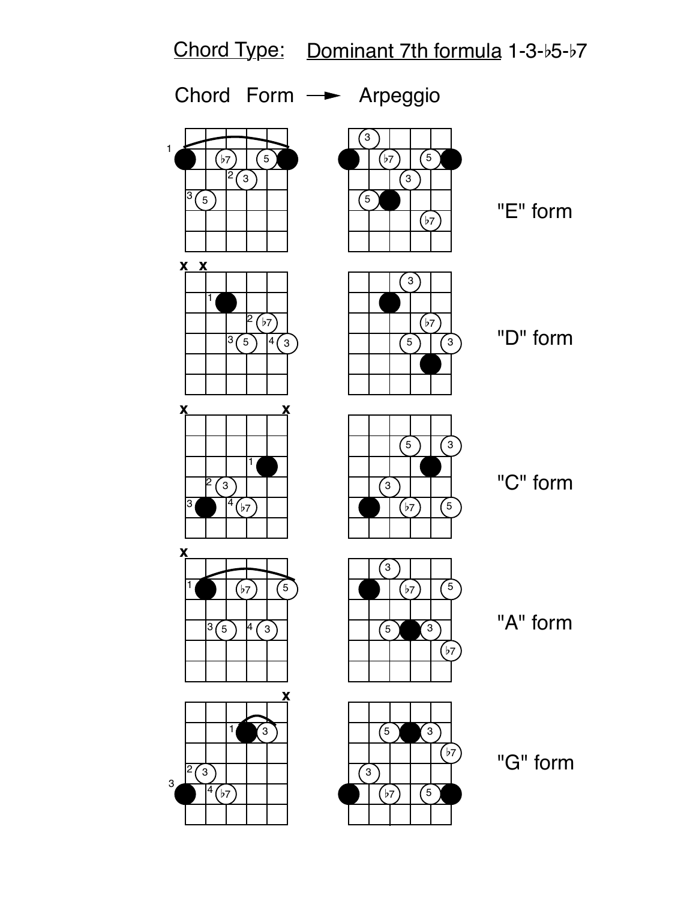Chord Type: Dominant 7th formula 1-3-♭5-♭7

Chord Form ⟶ Arpeggio

"E" form

"D" form

"C" form

"A" form

"G" form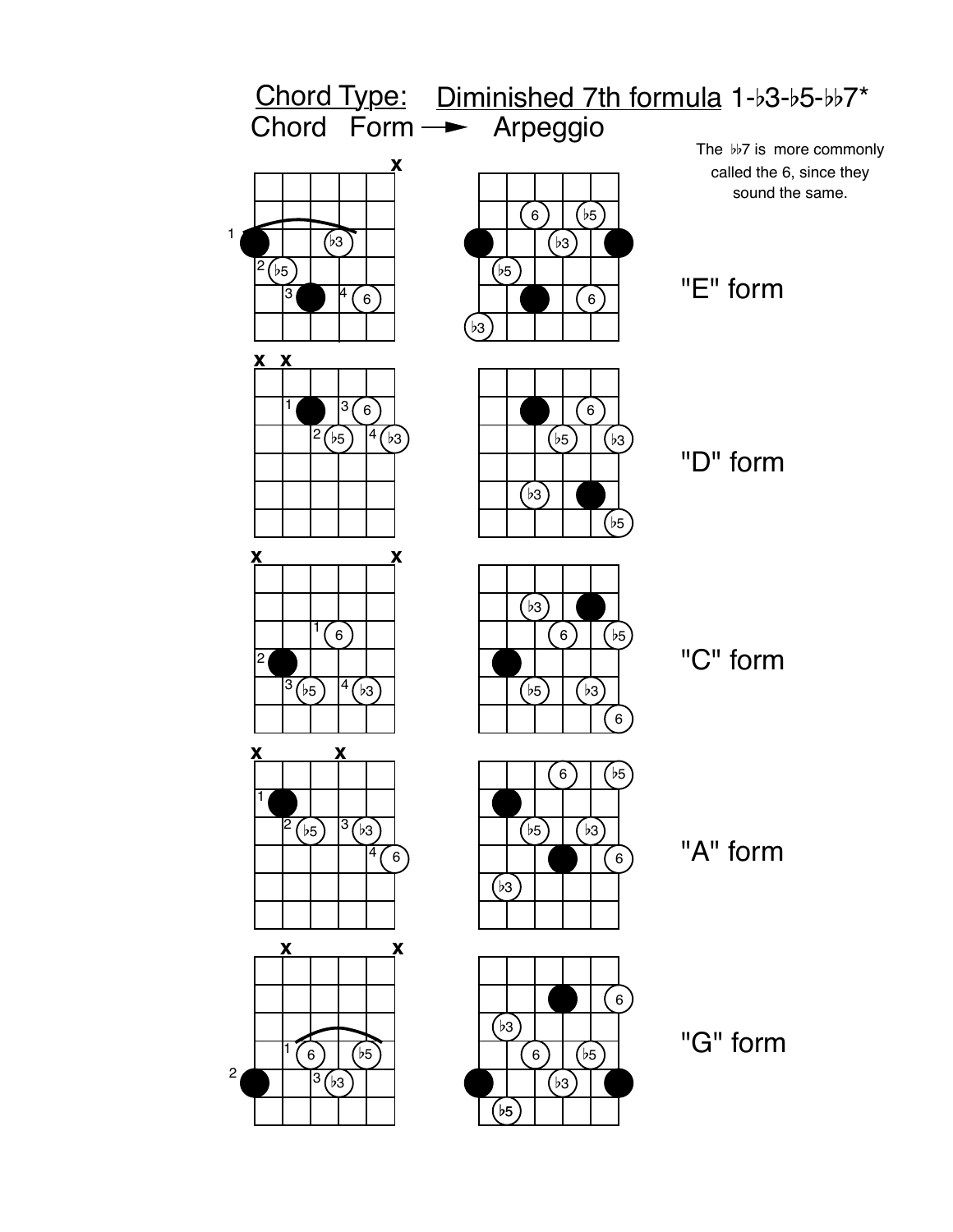Chord Type: Diminished 7th formula 1-♭3-♭5-♭♭7*

Chord Form ➤ Arpeggio

The ♭♭7 is more commonly called the 6, since they sound the same.

"E" form

"D" form

"C" form

"A" form

"G" form